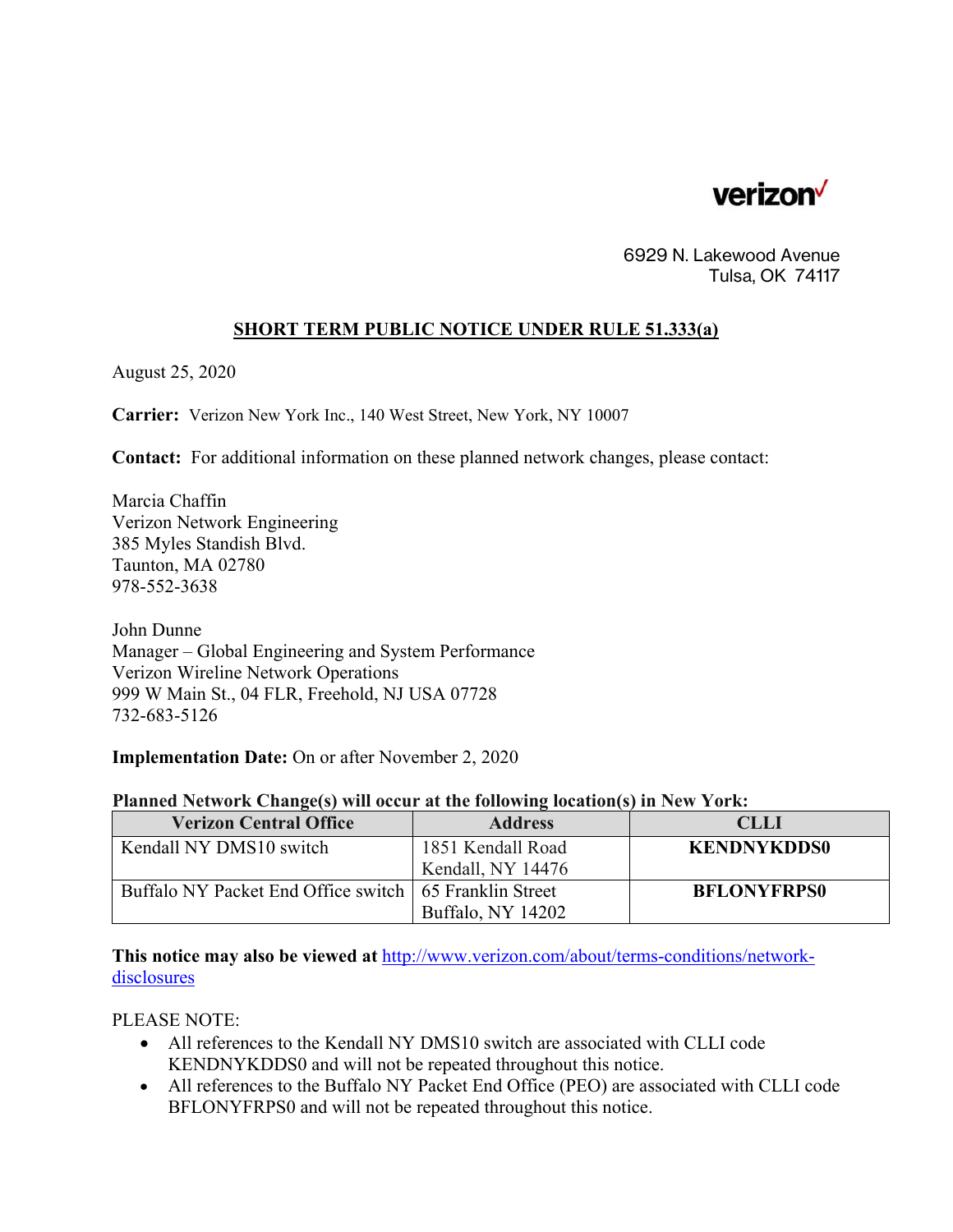verizon

6929 N. Lakewood Avenue
Tulsa, OK 74117

## SHORT TERM PUBLIC NOTICE UNDER RULE 51.333(a)

August 25, 2020

**Carrier:** Verizon New York Inc., 140 West Street, New York, NY 10007

**Contact:** For additional information on these planned network changes, please contact:

Marcia Chaffin
Verizon Network Engineering
385 Myles Standish Blvd.
Taunton, MA 02780
978-552-3638

John Dunne
Manager – Global Engineering and System Performance
Verizon Wireline Network Operations
999 W Main St., 04 FLR, Freehold, NJ USA 07728
732-683-5126

**Implementation Date:** On or after November 2, 2020

**Planned Network Change(s) will occur at the following location(s) in New York:**

| Verizon Central Office | Address | CLLI |
|---|---|---|
| Kendall NY DMS10 switch | 1851 Kendall Road Kendall, NY 14476 | **KENDNYKDDS0** |
| Buffalo NY Packet End Office switch | 65 Franklin Street Buffalo, NY 14202 | **BFLONYFRPS0** |

**This notice may also be viewed at** [http://www.verizon.com/about/terms-conditions/network-disclosures](http://www.verizon.com/about/terms-conditions/network-disclosures)

PLEASE NOTE:

- All references to the Kendall NY DMS10 switch are associated with CLLI code KENDNYKDDS0 and will not be repeated throughout this notice.
- All references to the Buffalo NY Packet End Office (PEO) are associated with CLLI code BFLONYFRPS0 and will not be repeated throughout this notice.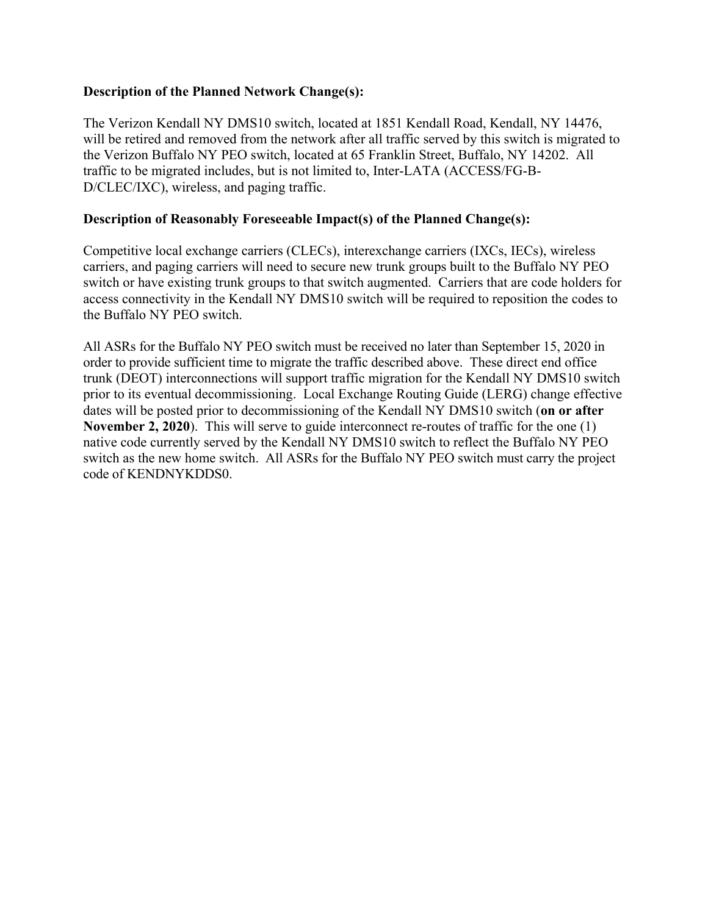**Description of the Planned Network Change(s):**

The Verizon Kendall NY DMS10 switch, located at 1851 Kendall Road, Kendall, NY 14476, will be retired and removed from the network after all traffic served by this switch is migrated to the Verizon Buffalo NY PEO switch, located at 65 Franklin Street, Buffalo, NY 14202. All traffic to be migrated includes, but is not limited to, Inter-LATA (ACCESS/FG-B-D/CLEC/IXC), wireless, and paging traffic.

**Description of Reasonably Foreseeable Impact(s) of the Planned Change(s):**

Competitive local exchange carriers (CLECs), interexchange carriers (IXCs, IECs), wireless carriers, and paging carriers will need to secure new trunk groups built to the Buffalo NY PEO switch or have existing trunk groups to that switch augmented. Carriers that are code holders for access connectivity in the Kendall NY DMS10 switch will be required to reposition the codes to the Buffalo NY PEO switch.

All ASRs for the Buffalo NY PEO switch must be received no later than September 15, 2020 in order to provide sufficient time to migrate the traffic described above. These direct end office trunk (DEOT) interconnections will support traffic migration for the Kendall NY DMS10 switch prior to its eventual decommissioning. Local Exchange Routing Guide (LERG) change effective dates will be posted prior to decommissioning of the Kendall NY DMS10 switch (**on or after November 2, 2020**). This will serve to guide interconnect re-routes of traffic for the one (1) native code currently served by the Kendall NY DMS10 switch to reflect the Buffalo NY PEO switch as the new home switch. All ASRs for the Buffalo NY PEO switch must carry the project code of KENDNYKDDS0.